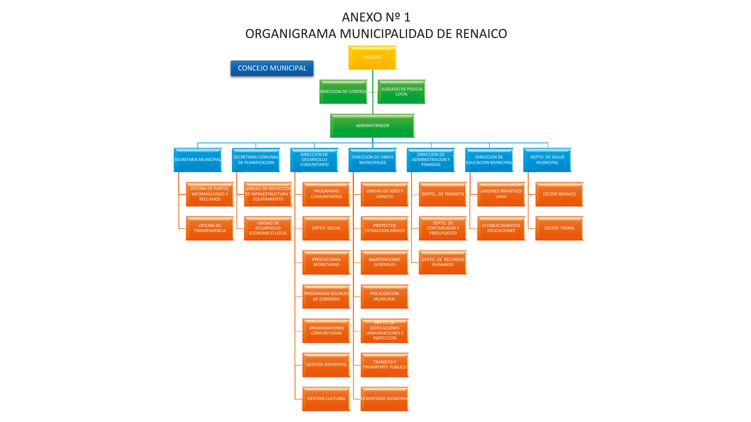# ANEXO Nº 1
# ORGANIGRAMA MUNICIPALIDAD DE RENAICO

- CONCEJO MUNICIPAL
- ALCALDE
  - DIRECCION DE CONTROL
  - JUZGADO DE POLICIA LOCAL
  - ADMINISTRADOR
    - SECRETARIA MUNICIPAL
      - OFICINA DE PARTES, INFORMACIONES Y RECLAMOS
      - OFICINA DE TRANSPARENCIA
    - SECRETARIA COMUNAL DE PLANIFICACION
      - UNIDAD DE PROYECTOS DE INFRAESTRUCTURA Y EQUIPAMIENTO
      - UNIDAD DE DESARROLLO ECONOMICO LOCAL
    - DIRECCION DE DESARROLLO COMUNITARIO
      - PROGRAMAS COMUNITARIOS
      - DEPTO. SOCIAL
      - PRESTACIONES MONETARIAS
      - PROGRAMAS SOCIALES DE GOBIERNO
      - ORGANIZACIONES COMUNITARIAS
      - GESTION DEPORTIVA
      - GESTION CULTURAL
    - DIRECCION DE OBRAS MUNICIPALES
      - UNIDAD DE ASEO Y ORNATO
      - PROYECTOS EXTRACCION ARIDOS
      - MANTENCIONES GENERALES
      - FISCALIZACION MUNICIPAL
      - DEPTO. DE EDIFICACIONES URBANIZACIONES E INSPECCION
      - TRANSITO Y TRANSPORTE PUBLICO
      - CENENTERIO MUNICIPAL
    - DIRECCION DE ADMINISTRACION Y FINANZAS
      - DEPTO,. DE TRANSITO
      - DEPTO. DE CONTABILIDAD Y PRESUPUESTO
      - DEPTO. DE RECURSOS HUMANOS
    - DIRECCION DE EDUCACION MUNICIPAL
      - JARDINES INFANTILES JUNJI
      - ESTABLECIMIENTOS EDUCACIONES
    - DEPTO. DE SALUD MUNICIPAL
      - CECOSF RENAICO
      - CECOSF TIJERAL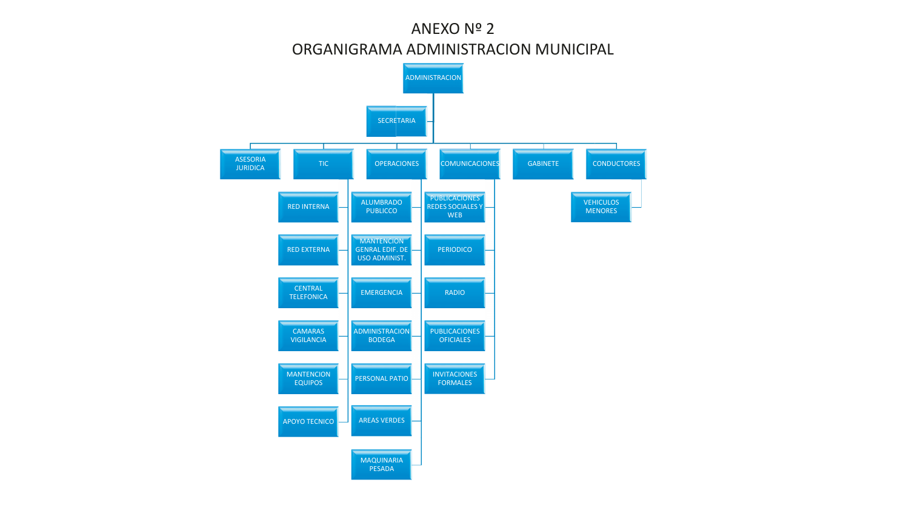# ANEXO Nº 2

# ORGANIGRAMA ADMINISTRACION MUNICIPAL

- ADMINISTRACION
  - SECRETARIA
  - ASESORIA JURIDICA
  - TIC
    - RED INTERNA
    - RED EXTERNA
    - CENTRAL TELEFONICA
    - CAMARAS VIGILANCIA
    - MANTENCION EQUIPOS
    - APOYO TECNICO
  - OPERACIONES
    - ALUMBRADO PUBLICCO
    - MANTENCION GENRAL EDIF. DE USO ADMINIST.
    - EMERGENCIA
    - ADMINISTRACION BODEGA
    - PERSONAL PATIO
    - AREAS VERDES
    - MAQUINARIA PESADA
  - COMUNICACIONES
    - PUBLICACIONES REDES SOCIALES Y WEB
    - PERIODICO
    - RADIO
    - PUBLICACIONES OFICIALES
    - INVITACIONES FORMALES
  - GABINETE
  - CONDUCTORES
    - VEHICULOS MENORES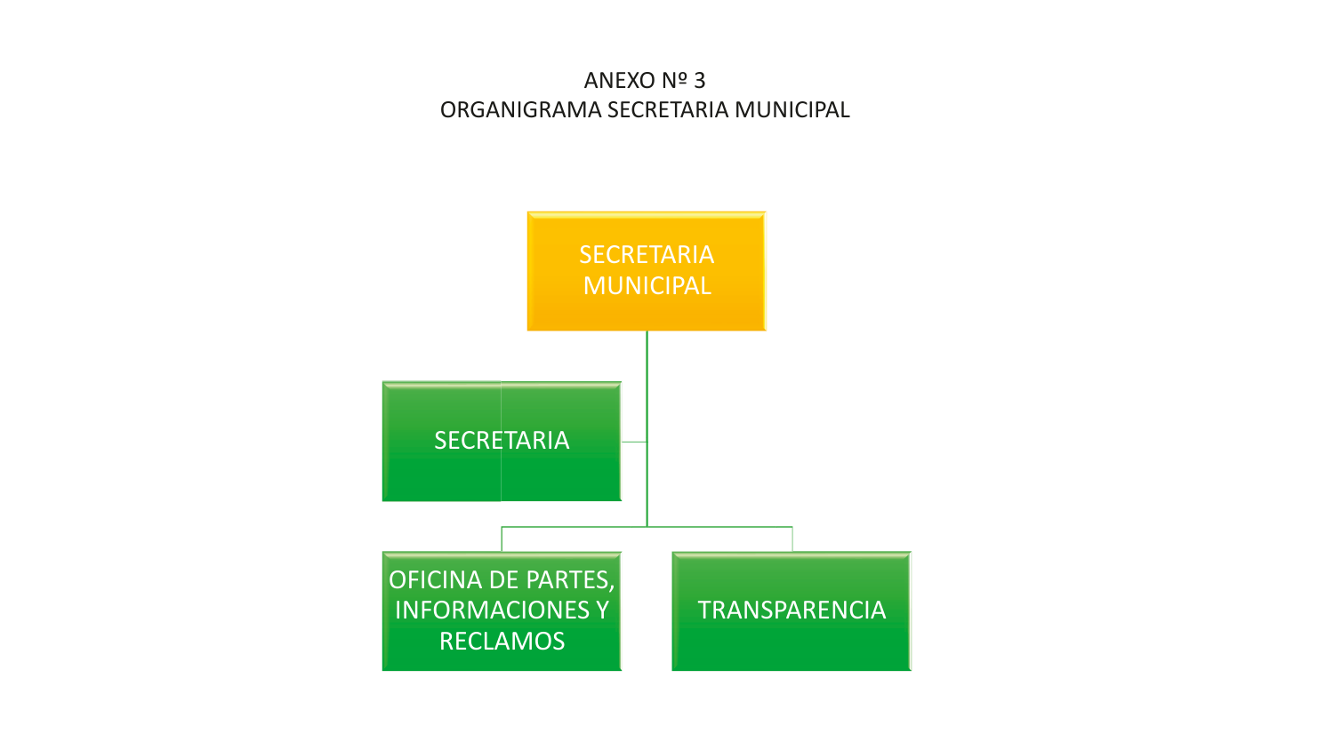# ANEXO Nº 3
# ORGANIGRAMA SECRETARIA MUNICIPAL

- SECRETARIA MUNICIPAL
  - SECRETARIA
  - OFICINA DE PARTES, INFORMACIONES Y RECLAMOS
  - TRANSPARENCIA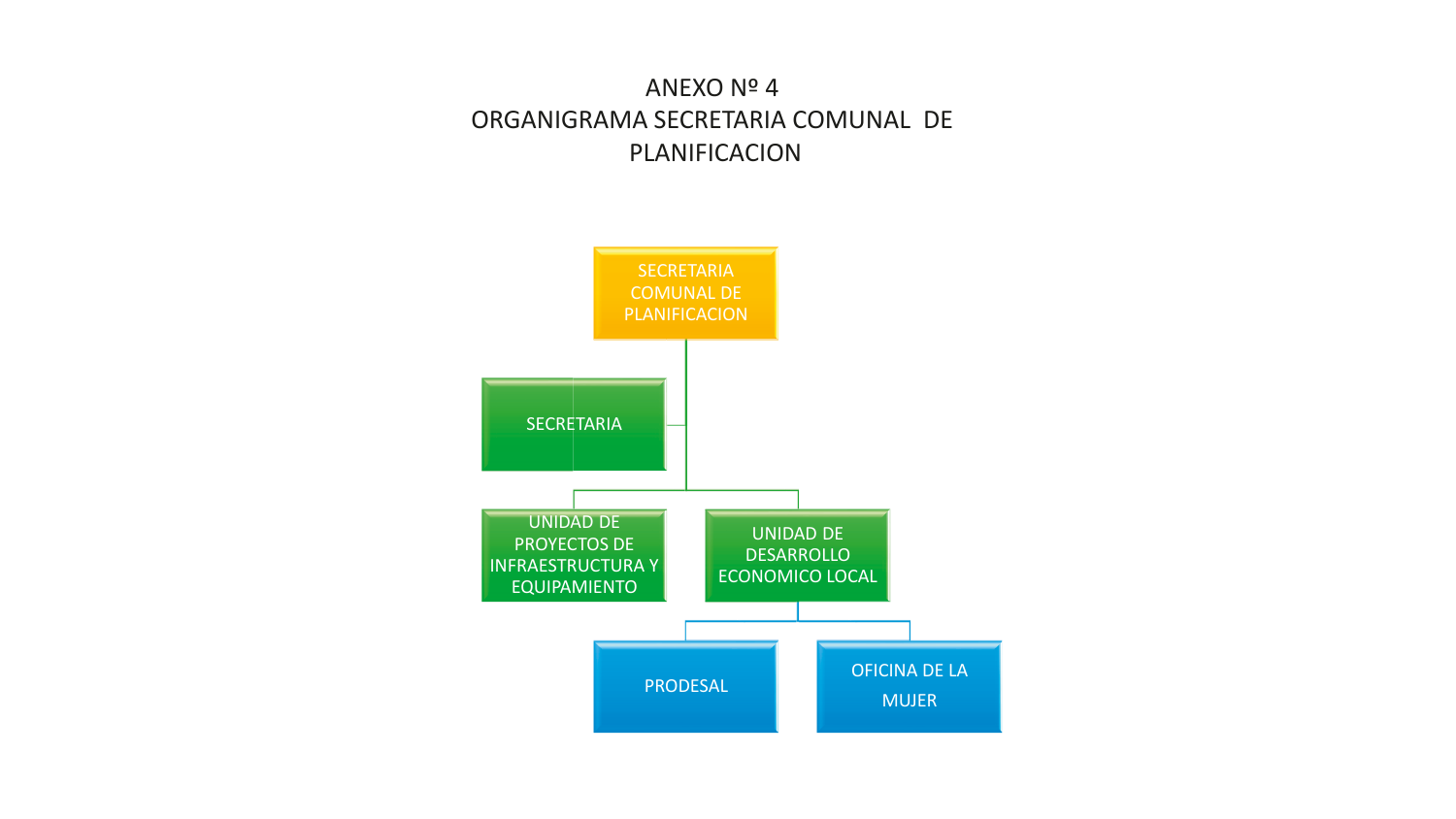# ANEXO Nº 4
# ORGANIGRAMA SECRETARIA COMUNAL DE PLANIFICACION

- SECRETARIA COMUNAL DE PLANIFICACION
  - SECRETARIA
  - UNIDAD DE PROYECTOS DE INFRAESTRUCTURA Y EQUIPAMIENTO
  - UNIDAD DE DESARROLLO ECONOMICO LOCAL
    - PRODESAL
    - OFICINA DE LA MUJER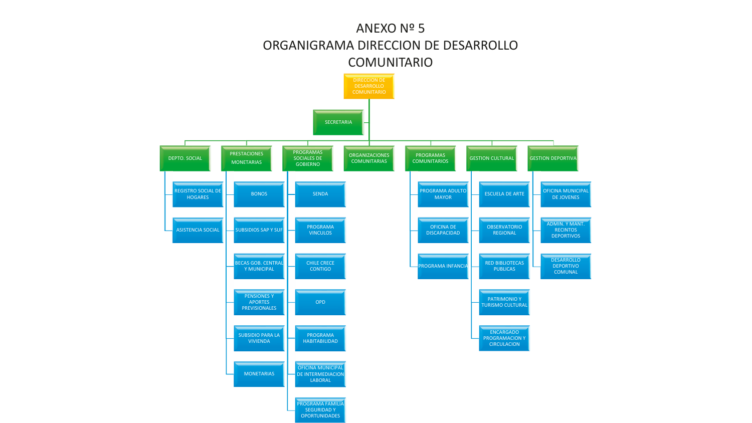# ANEXO Nº 5
# ORGANIGRAMA DIRECCION DE DESARROLLO COMUNITARIO

- DIRECCION DE DESARROLLO COMUNITARIO
  - SECRETARIA
  - DEPTO. SOCIAL
    - REGISTRO SOCIAL DE HOGARES
    - ASISTENCIA SOCIAL
  - PRESTACIONES MONETARIAS
    - BONOS
    - SUBSIDIOS SAP Y SUF
    - BECAS GOB. CENTRAL Y MUNICIPAL
    - PENSIONES Y APORTES PREVISIONALES
    - SUBSIDIO PARA LA VIVIENDA
    - MONETARIAS
  - PROGRAMAS SOCIALES DE GOBIERNO
    - SENDA
    - PROGRAMA VINCULOS
    - CHILE CRECE CONTIGO
    - OPD
    - PROGRAMA HABITABILIDAD
    - OFICINA MUNICIPAL DE INTERMEDIACION LABORAL
    - PROGRAMA FAMILIA SEGURIDAD Y OPORTUNIDADES
  - ORGANIZACIONES COMUNITARIAS
  - PROGRAMAS COMUNITARIOS
    - PROGRAMA ADULTO MAYOR
    - OFICINA DE DISCAPACIDAD
    - PROGRAMA INFANCIA
  - GESTION CULTURAL
    - ESCUELA DE ARTE
    - OBSERVATORIO REGIONAL
    - RED BIBLIOTECAS PUBLICAS
    - PATRIMONIO Y TURISMO CULTURAL
    - ENCARGADO PROGRAMACION Y CIRCULACION
  - GESTION DEPORTIVA
    - OFICINA MUNICIPAL DE JOVENES
    - ADMIN. Y MANT. RECINTOS DEPORTIVOS
    - DESARROLLO DEPORTIVO COMUNAL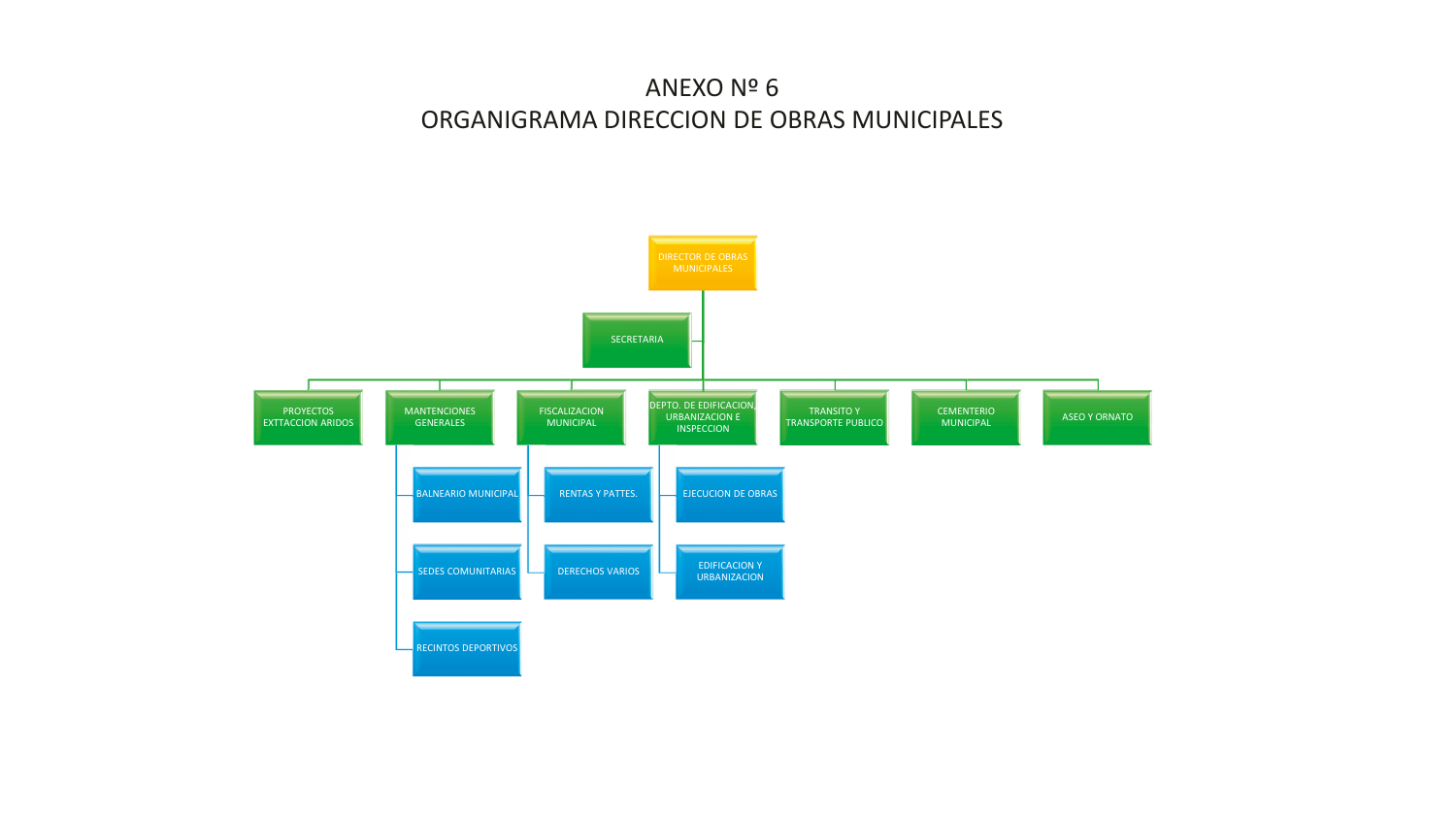# ANEXO Nº 6
# ORGANIGRAMA DIRECCION DE OBRAS MUNICIPALES

- DIRECTOR DE OBRAS MUNICIPALES
  - SECRETARIA
  - PROYECTOS EXTTACCION ARIDOS
  - MANTENCIONES GENERALES
    - BALNEARIO MUNICIPAL
    - SEDES COMUNITARIAS
    - RECINTOS DEPORTIVOS
  - FISCALIZACION MUNICIPAL
    - RENTAS Y PATTES.
    - DERECHOS VARIOS
  - DEPTO. DE EDIFICACION, URBANIZACION E INSPECCION
    - EJECUCION DE OBRAS
    - EDIFICACION Y URBANIZACION
  - TRANSITO Y TRANSPORTE PUBLICO
  - CEMENTERIO MUNICIPAL
  - ASEO Y ORNATO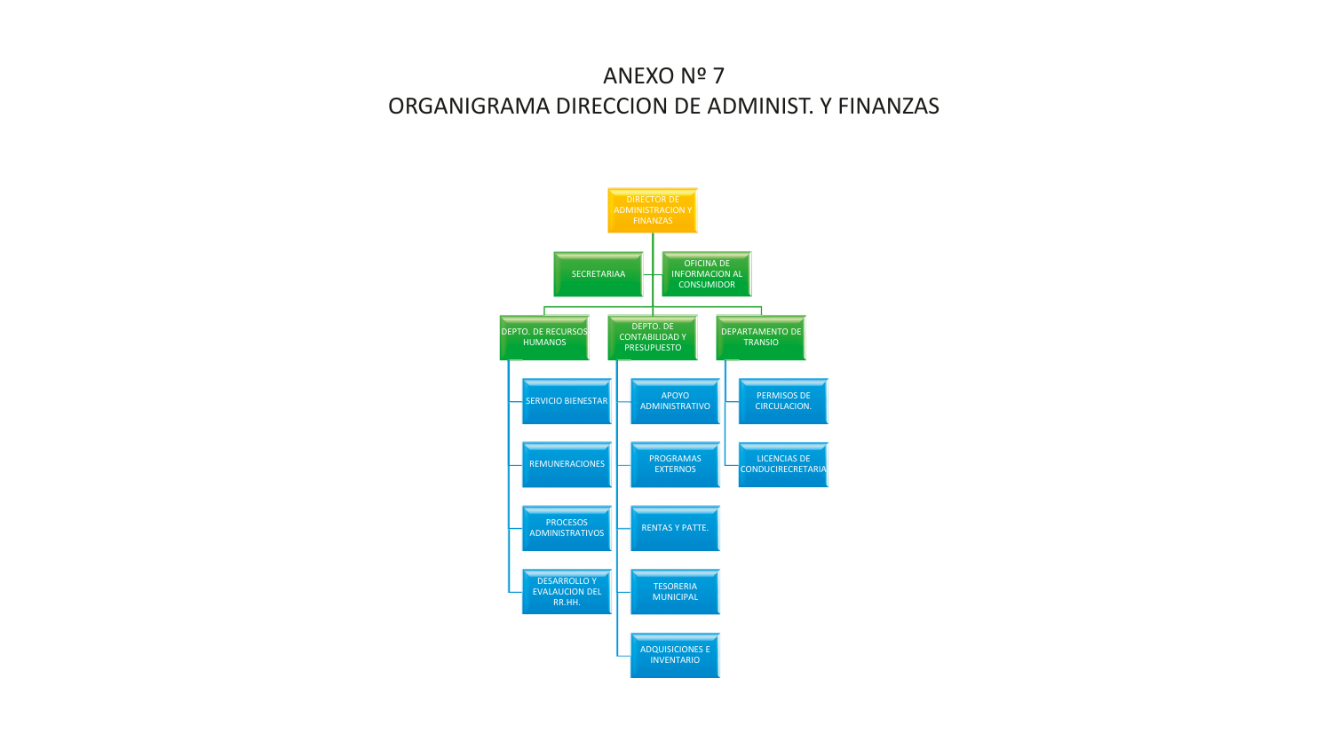# ANEXO Nº 7

# ORGANIGRAMA DIRECCION DE ADMINIST. Y FINANZAS

- DIRECTOR DE ADMINISTRACION Y FINANZAS
  - SECRETARIAA
  - OFICINA DE INFORMACION AL CONSUMIDOR
  - DEPTO. DE RECURSOS HUMANOS
    - SERVICIO BIENESTAR
    - REMUNERACIONES
    - PROCESOS ADMINISTRATIVOS
    - DESARROLLO Y EVALAUCION DEL RR.HH.
  - DEPTO. DE CONTABILIDAD Y PRESUPUESTO
    - APOYO ADMINISTRATIVO
    - PROGRAMAS EXTERNOS
    - RENTAS Y PATTE.
    - TESORERIA MUNICIPAL
    - ADQUISICIONES E INVENTARIO
  - DEPARTAMENTO DE TRANSIO
    - PERMISOS DE CIRCULACION.
    - LICENCIAS DE CONDUCIRECRETARIA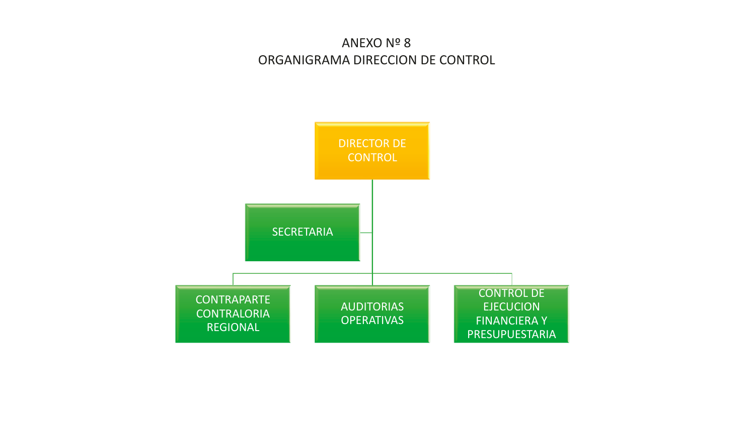# ANEXO Nº 8

## ORGANIGRAMA DIRECCION DE CONTROL

- DIRECTOR DE CONTROL
  - SECRETARIA
  - CONTRAPARTE CONTRALORIA REGIONAL
  - AUDITORIAS OPERATIVAS
  - CONTROL DE EJECUCION FINANCIERA Y PRESUPUESTARIA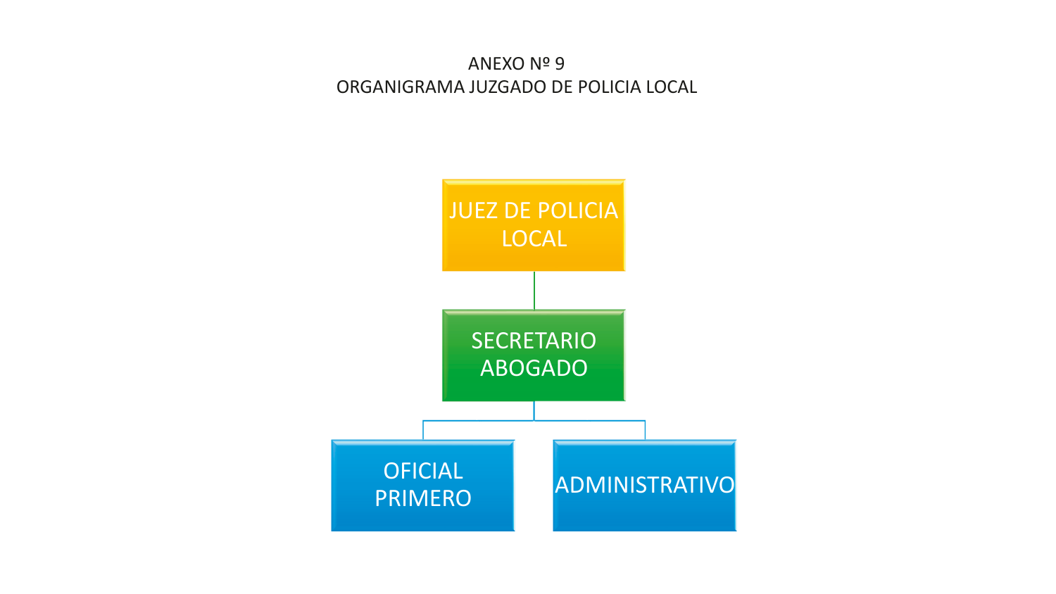ANEXO Nº 9

ORGANIGRAMA JUZGADO DE POLICIA LOCAL

JUEZ DE POLICIA LOCAL

SECRETARIO ABOGADO

OFICIAL PRIMERO

ADMINISTRATIVO